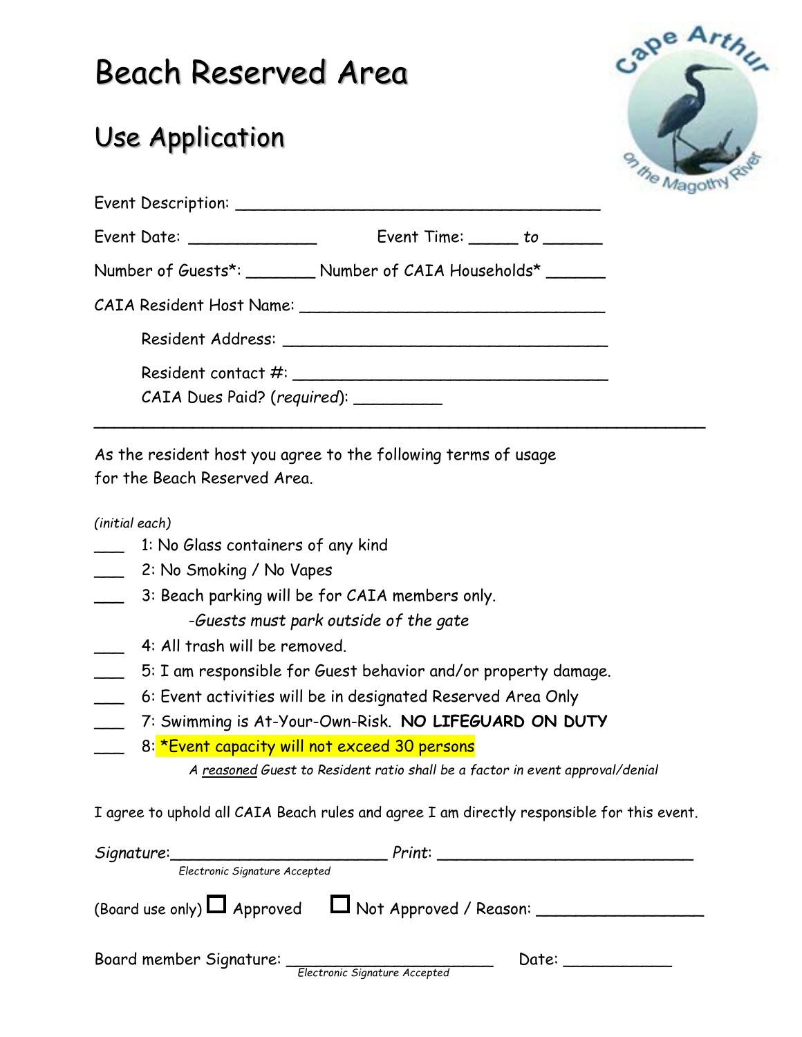# Beach Reserved Area

## Use Application

Event Description: ______________________________________

Event Date: _____________ Event Time: _____ *to* ______

Number of Guests*: _______ Number of CAIA Households* ______

CAIA Resident Host Name: ________________________________

Resident Address: _________________________________

Resident contact #: ________________________________

CAIA Dues Paid? (*required*): _________

---

As the resident host you agree to the following terms of usage for the Beach Reserved Area.

*(initial each)*

___ 1: No Glass containers of any kind

___ 2: No Smoking / No Vapes

___ 3: Beach parking will be for CAIA members only.
*-Guests must park outside of the gate*

___ 4: All trash will be removed.

___ 5: I am responsible for Guest behavior and/or property damage.

___ 6: Event activities will be in designated Reserved Area Only

___ 7: Swimming is At-Your-Own-Risk. **NO LIFEGUARD ON DUTY**

___ 8: *Event capacity will not exceed 30 persons
*A reasoned Guest to Resident ratio shall be a factor in event approval/denial*

I agree to uphold all CAIA Beach rules and agree I am directly responsible for this event.

*Signature*:______________________ *Print*: ___________________________
*Electronic Signature Accepted*

(Board use only) ☐ Approved ☐ Not Approved / Reason: _________________

Board member Signature: ______________________ Date: ___________
*Electronic Signature Accepted*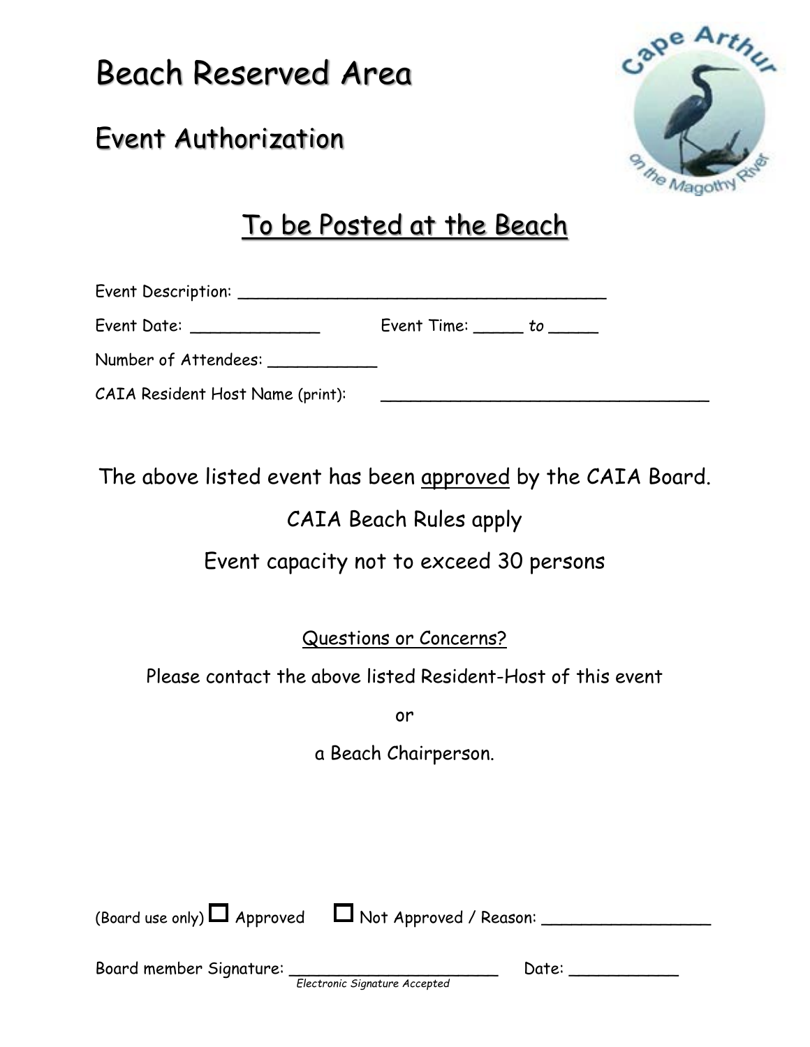# Beach Reserved Area

## Event Authorization

## To be Posted at the Beach

Event Description: ____________________________________

Event Date: _____________ Event Time: _____ *to* _____

Number of Attendees: ___________

CAIA Resident Host Name (print): ________________________________

The above listed event has been approved by the CAIA Board.

CAIA Beach Rules apply

Event capacity not to exceed 30 persons

Questions or Concerns?

Please contact the above listed Resident-Host of this event

or

a Beach Chairperson.

(Board use only) ☐ Approved ☐ Not Approved / Reason: _________________

Board member Signature: _____________________ Date: ___________

*Electronic Signature Accepted*